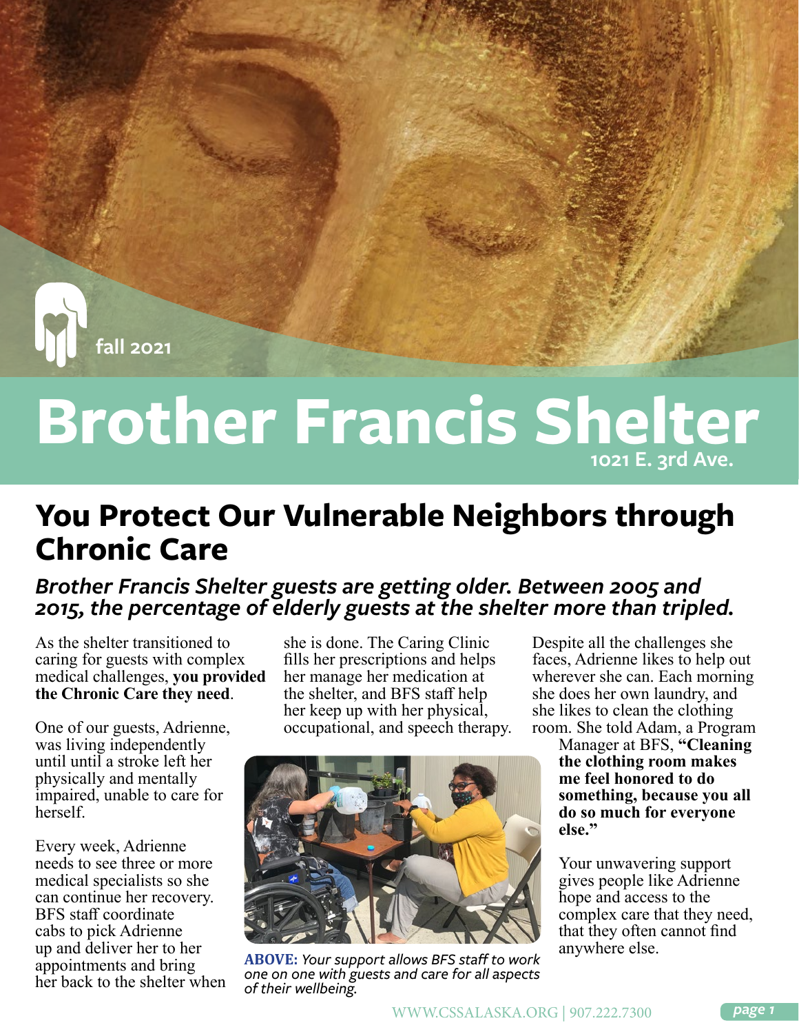fall 2021

# Brother Francis Shelter

1021 E. 3rd Ave.

## You Protect Our Vulnerable Neighbors through Chronic Care

### *Brother Francis Shelter guests are getting older. Between 2005 and 2015, the percentage of elderly guests at the shelter more than tripled.*

As the shelter transitioned to caring for guests with complex medical challenges, **you provided the Chronic Care they need**.

One of our guests, Adrienne, was living independently until until a stroke left her physically and mentally impaired, unable to care for herself.

Every week, Adrienne needs to see three or more medical specialists so she can continue her recovery. BFS staff coordinate cabs to pick Adrienne up and deliver her to her appointments and bring her back to the shelter when she is done. The Caring Clinic fills her prescriptions and helps her manage her medication at the shelter, and BFS staff help her keep up with her physical, occupational, and speech therapy.

**ABOVE:** *Your support allows BFS staff to work one on one with guests and care for all aspects of their wellbeing.*

Despite all the challenges she faces, Adrienne likes to help out wherever she can. Each morning she does her own laundry, and she likes to clean the clothing room. She told Adam, a Program Manager at BFS, **"Cleaning the clothing room makes me feel honored to do something, because you all do so much for everyone else."**

Your unwavering support gives people like Adrienne hope and access to the complex care that they need, that they often cannot find anywhere else.

WWW.CSSALASKA.ORG | 907.222.7300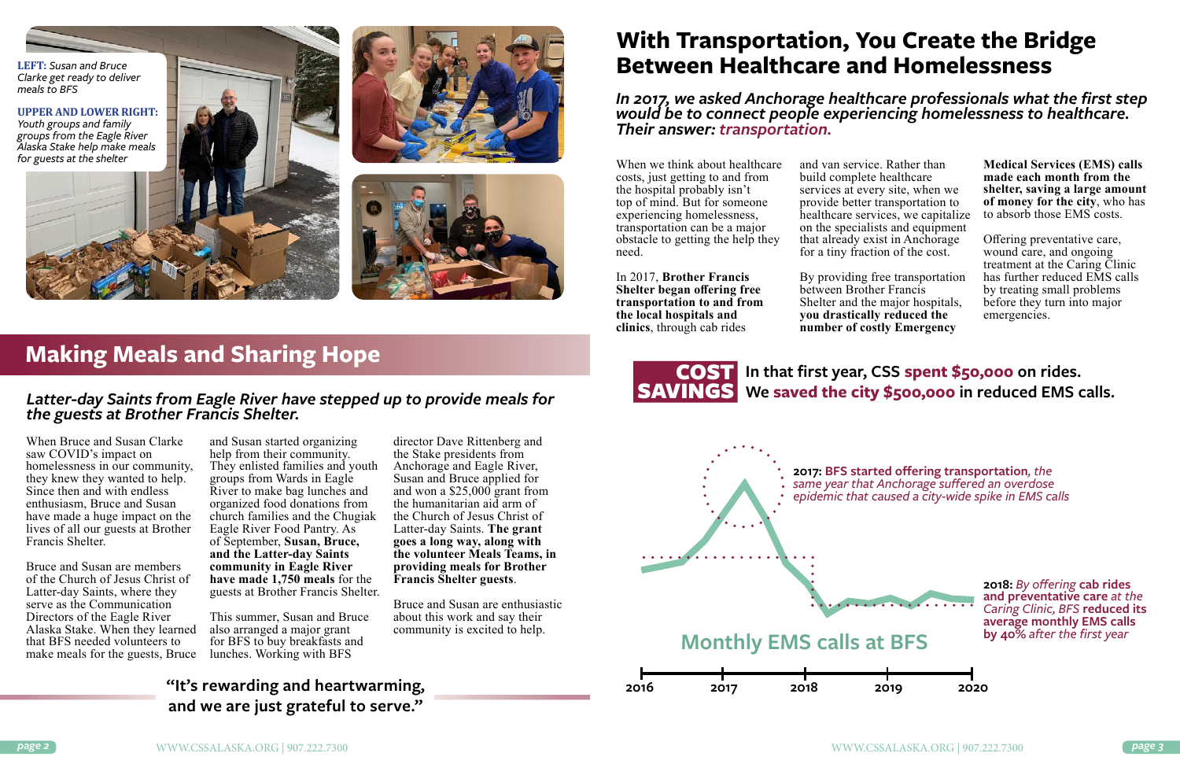**LEFT:** *Susan and Bruce Clarke get ready to deliver meals to BFS*

**UPPER AND LOWER RIGHT:** *Youth groups and family groups from the Eagle River Alaska Stake help make meals for guests at the shelter*

## Making Meals and Sharing Hope

### *Latter-day Saints from Eagle River have stepped up to provide meals for the guests at Brother Francis Shelter.*

When Bruce and Susan Clarke saw COVID's impact on homelessness in our community, they knew they wanted to help. Since then and with endless enthusiasm, Bruce and Susan have made a huge impact on the lives of all our guests at Brother Francis Shelter.

Bruce and Susan are members of the Church of Jesus Christ of Latter-day Saints, where they serve as the Communication Directors of the Eagle River Alaska Stake. When they learned that BFS needed volunteers to make meals for the guests, Bruce and Susan started organizing help from their community. They enlisted families and youth groups from Wards in Eagle River to make bag lunches and organized food donations from church families and the Chugiak Eagle River Food Pantry. As of September, **Susan, Bruce, and the Latter-day Saints community in Eagle River have made 1,750 meals** for the guests at Brother Francis Shelter.

This summer, Susan and Bruce also arranged a major grant for BFS to buy breakfasts and lunches. Working with BFS director Dave Rittenberg and the Stake presidents from Anchorage and Eagle River, Susan and Bruce applied for and won a $25,000 grant from the humanitarian aid arm of the Church of Jesus Christ of Latter-day Saints. **The grant goes a long way, along with the volunteer Meals Teams, in providing meals for Brother Francis Shelter guests**.

Bruce and Susan are enthusiastic about this work and say their community is excited to help.

**"It's rewarding and heartwarming, and we are just grateful to serve."**

## With Transportation, You Create the Bridge Between Healthcare and Homelessness

### *In 2017, we asked Anchorage healthcare professionals what the first step would be to connect people experiencing homelessness to healthcare. Their answer: transportation.*

When we think about healthcare costs, just getting to and from the hospital probably isn't top of mind. But for someone experiencing homelessness, transportation can be a major obstacle to getting the help they need.

In 2017, **Brother Francis Shelter began offering free transportation to and from the local hospitals and clinics**, through cab rides and van service. Rather than build complete healthcare services at every site, when we provide better transportation to healthcare services, we capitalize on the specialists and equipment that already exist in Anchorage for a tiny fraction of the cost.

By providing free transportation between Brother Francis Shelter and the major hospitals, **you drastically reduced the number of costly Emergency Medical Services (EMS) calls made each month from the shelter, saving a large amount of money for the city**, who has to absorb those EMS costs.

Offering preventative care, wound care, and ongoing treatment at the Caring Clinic has further reduced EMS calls by treating small problems before they turn into major emergencies.

**COST SAVINGS** **In that first year, CSS spent $50,000 on rides. We saved the city $500,000 in reduced EMS calls.**

**Monthly EMS calls at BFS**

**2017: BFS started offering transportation**, *the same year that Anchorage suffered an overdose epidemic that caused a city-wide spike in EMS calls*

**2018:** *By offering* **cab rides and preventative care** *at the Caring Clinic,* **BFS reduced its average monthly EMS calls by 40%** *after the first year*

2016 | 2017 | 2018 | 2019 | 2020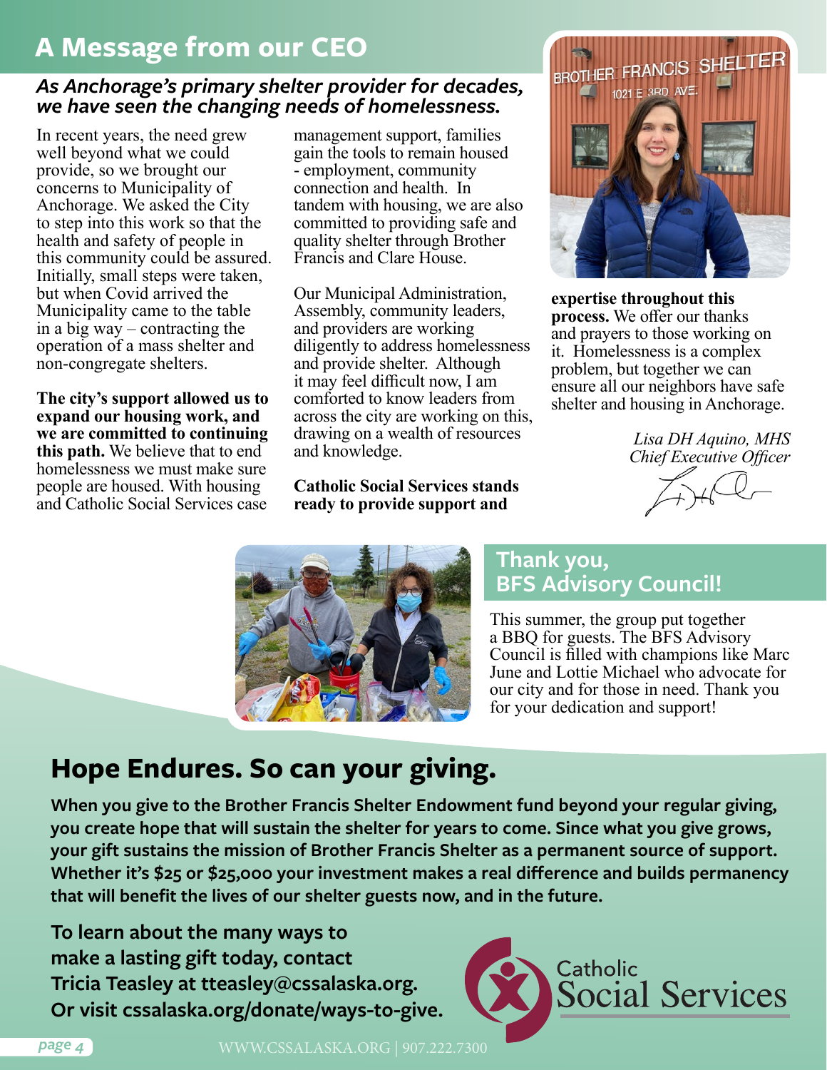## A Message from our CEO

### *As Anchorage's primary shelter provider for decades, we have seen the changing needs of homelessness.*

In recent years, the need grew well beyond what we could provide, so we brought our concerns to Municipality of Anchorage. We asked the City to step into this work so that the health and safety of people in this community could be assured. Initially, small steps were taken, but when Covid arrived the Municipality came to the table in a big way – contracting the operation of a mass shelter and non-congregate shelters.

**The city's support allowed us to expand our housing work, and we are committed to continuing this path.** We believe that to end homelessness we must make sure people are housed. With housing and Catholic Social Services case management support, families gain the tools to remain housed - employment, community connection and health. In tandem with housing, we are also committed to providing safe and quality shelter through Brother Francis and Clare House.

Our Municipal Administration, Assembly, community leaders, and providers are working diligently to address homelessness and provide shelter. Although it may feel difficult now, I am comforted to know leaders from across the city are working on this, drawing on a wealth of resources and knowledge.

**Catholic Social Services stands ready to provide support and expertise throughout this process.** We offer our thanks and prayers to those working on it. Homelessness is a complex problem, but together we can ensure all our neighbors have safe shelter and housing in Anchorage.

*Lisa DH Aquino, MHS*
*Chief Executive Officer*

## Thank you, BFS Advisory Council!

This summer, the group put together a BBQ for guests. The BFS Advisory Council is filled with champions like Marc June and Lottie Michael who advocate for our city and for those in need. Thank you for your dedication and support!

# Hope Endures. So can your giving.

**When you give to the Brother Francis Shelter Endowment fund beyond your regular giving, you create hope that will sustain the shelter for years to come. Since what you give grows, your gift sustains the mission of Brother Francis Shelter as a permanent source of support. Whether it's $25 or $25,000 your investment makes a real difference and builds permanency that will benefit the lives of our shelter guests now, and in the future.**

**To learn about the many ways to make a lasting gift today, contact Tricia Teasley at tteasley@cssalaska.org. Or visit cssalaska.org/donate/ways-to-give.**

Catholic Social Services

WWW.CSSALASKA.ORG | 907.222.7300